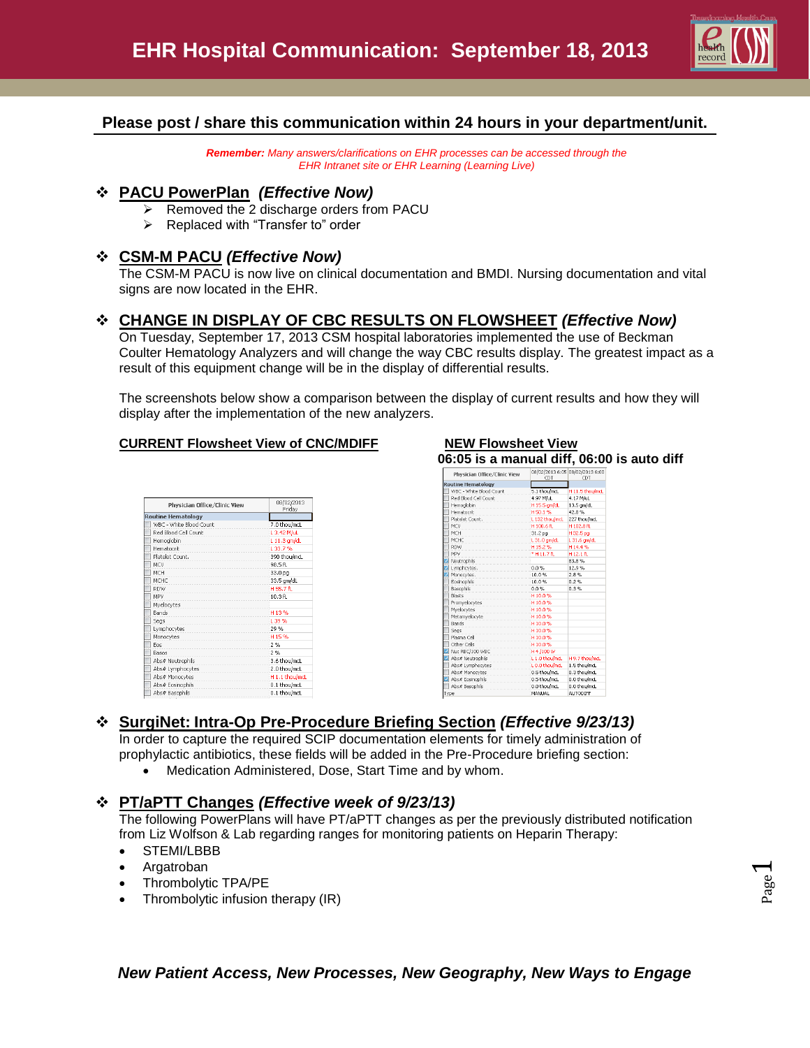# EHR Hospital Communication: September 18, 2013

**Please post / share this communication within 24 hours in your department/unit.**

***Remember:*** *Many answers/clarifications on EHR processes can be accessed through the EHR Intranet site or EHR Learning (Learning Live)*

## ❖ PACU PowerPlan *(Effective Now)*

- Removed the 2 discharge orders from PACU
- Replaced with "Transfer to" order

## ❖ CSM-M PACU *(Effective Now)*

The CSM-M PACU is now live on clinical documentation and BMDI. Nursing documentation and vital signs are now located in the EHR.

## ❖ CHANGE IN DISPLAY OF CBC RESULTS ON FLOWSHEET *(Effective Now)*

On Tuesday, September 17, 2013 CSM hospital laboratories implemented the use of Beckman Coulter Hematology Analyzers and will change the way CBC results display. The greatest impact as a result of this equipment change will be in the display of differential results.

The screenshots below show a comparison between the display of current results and how they will display after the implementation of the new analyzers.

**CURRENT Flowsheet View of CNC/MDIFF**

| Physician Office/Clinic View | 08/02/2013 Friday |
|---|---|
| **Routine Hematology** | |
| WBC - White Blood Count | 7.0 thou/mcL |
| Red Blood Cell Count | L 3.42 M/uL |
| Hemoglobin | L 11.3 gm/dL |
| Hematocrit | L 33.7 % |
| Platelet Count. | 390 thou/mcL |
| MCV | 98.5 fL |
| MCH | 33.0 pg |
| MCHC | 33.5 gm/dL |
| RDW | H 55.7 fL |
| MPV | 10.3 fL |
| Myelocytes | |
| Bands | H 13 % |
| Segs | L 39 % |
| Lymphocytes | 29 % |
| Monocytes | H 15 % |
| Eos | 2 % |
| Basos | 2 % |
| Abs# Neutrophils | 3.6 thou/mcL |
| Abs# Lymphocytes | 2.0 thou/mcL |
| Abs# Monocytes | H 1.1 thou/mcL |
| Abs# Eosinophils | 0.1 thou/mcL |
| Abs# Basophils | 0.1 thou/mcL |

**NEW Flowsheet View**
**06:05 is a manual diff, 06:00 is auto diff**

| Physician Office/Clinic View | 08/02/2013 6:05 CDT | 08/02/2013 6:00 CDT |
|---|---|---|
| **Routine Hematology** | | |
| WBC - White Blood Count | 5.1 thou/mcL | H 11.5 thou/mcL |
| Red Blood Cell Count | 4.97 M/uL | 4.17 M/uL |
| Hemoglobin | H 15.5 gm/dL | 13.5 gm/dL |
| Hematocrit | H 50.1 % | 42.0 % |
| Platelet Count. | L 132 thou/mcL | 227 thou/mcL |
| MCV | H 100.6 fL | H 102.0 fL |
| MCH | 31.2 pg | H 32.5 pg |
| MCHC | L 31.0 gm/dL | L 31.8 gm/dL |
| RDW | H 15.2 % | H 14.4 % |
| MPV | * H 11.7 fL | H 12.1 fL |
| Neutrophils | | 83.8 % |
| Lymphocytes | 0.0 % | 12.9 % |
| Monocytes | 10.0 % | 2.8 % |
| Eosinophils | 10.0 % | 0.2 % |
| Basophils | 0.0 % | 0.3 % |
| Blasts | H 10.0 % | |
| Promyelocytes | H 10.0 % | |
| Myelocytes | H 10.0 % | |
| Metamyelocyte | H 10.0 % | |
| Bands | H 10.0 % | |
| Segs | H 10.0 % | |
| Plasma Cell | H 10.0 % | |
| Other Cells | H 10.0 % | |
| Nuc RBC/100 WBC | H 4 /100 W | |
| Abs# Neutrophils | L 1.0 thou/mcL | H 9.7 thou/mcL |
| Abs# Lymphocytes | L 0.0 thou/mcL | 1.5 thou/mcL |
| Abs# Monocytes | 0.5 thou/mcL | 0.3 thou/mcL |
| Abs# Eosinophils | 0.5 thou/mcL | 0.0 thou/mcL |
| Abs# Basophils | 0.0 thou/mcL | 0.0 thou/mcL |
| Type | MANUAL | AUTODIFF |

## ❖ SurgiNet: Intra-Op Pre-Procedure Briefing Section *(Effective 9/23/13)*

In order to capture the required SCIP documentation elements for timely administration of prophylactic antibiotics, these fields will be added in the Pre-Procedure briefing section:

- Medication Administered, Dose, Start Time and by whom.

## ❖ PT/aPTT Changes *(Effective week of 9/23/13)*

The following PowerPlans will have PT/aPTT changes as per the previously distributed notification from Liz Wolfson & Lab regarding ranges for monitoring patients on Heparin Therapy:

- STEMI/LBBB
- Argatroban
- Thrombolytic TPA/PE
- Thrombolytic infusion therapy (IR)

***New Patient Access, New Processes, New Geography, New Ways to Engage***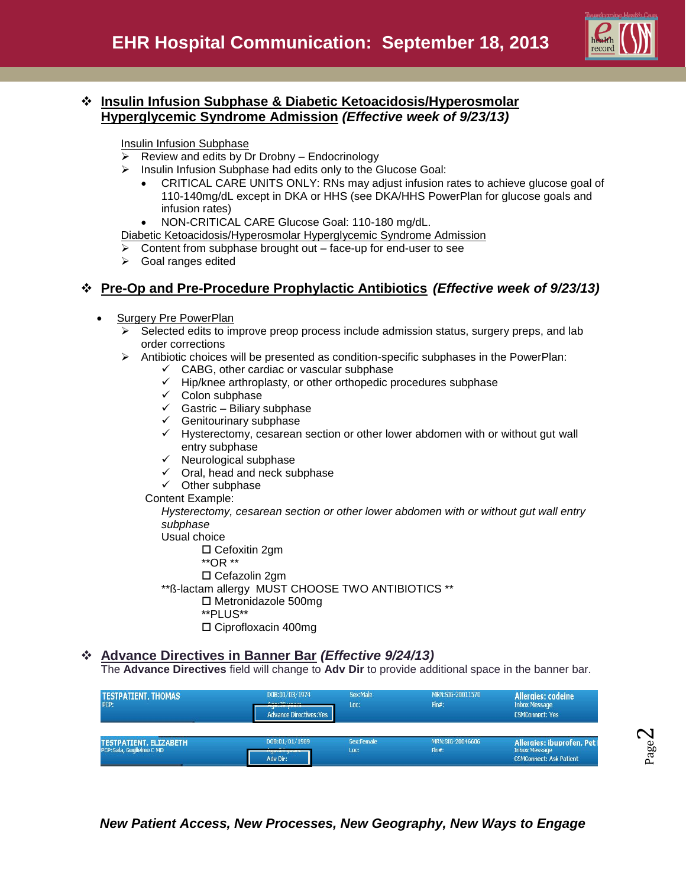# EHR Hospital Communication: September 18, 2013

## Insulin Infusion Subphase & Diabetic Ketoacidosis/Hyperosmolar Hyperglycemic Syndrome Admission *(Effective week of 9/23/13)*

Insulin Infusion Subphase

- Review and edits by Dr Drobny – Endocrinology
- Insulin Infusion Subphase had edits only to the Glucose Goal:
  - CRITICAL CARE UNITS ONLY: RNs may adjust infusion rates to achieve glucose goal of 110-140mg/dL except in DKA or HHS (see DKA/HHS PowerPlan for glucose goals and infusion rates)
  - NON-CRITICAL CARE Glucose Goal: 110-180 mg/dL.

Diabetic Ketoacidosis/Hyperosmolar Hyperglycemic Syndrome Admission

- Content from subphase brought out – face-up for end-user to see
- Goal ranges edited

## Pre-Op and Pre-Procedure Prophylactic Antibiotics *(Effective week of 9/23/13)*

- Surgery Pre PowerPlan
  - Selected edits to improve preop process include admission status, surgery preps, and lab order corrections
  - Antibiotic choices will be presented as condition-specific subphases in the PowerPlan:
    - ✓ CABG, other cardiac or vascular subphase
    - ✓ Hip/knee arthroplasty, or other orthopedic procedures subphase
    - ✓ Colon subphase
    - ✓ Gastric – Biliary subphase
    - ✓ Genitourinary subphase
    - ✓ Hysterectomy, cesarean section or other lower abdomen with or without gut wall entry subphase
    - ✓ Neurological subphase
    - ✓ Oral, head and neck subphase
    - ✓ Other subphase

Content Example:

*Hysterectomy, cesarean section or other lower abdomen with or without gut wall entry subphase*

Usual choice

☐ Cefoxitin 2gm

**OR **

☐ Cefazolin 2gm

**ß-lactam allergy MUST CHOOSE TWO ANTIBIOTICS **

☐ Metronidazole 500mg

**PLUS**

☐ Ciprofloxacin 400mg

## Advance Directives in Banner Bar *(Effective 9/24/13)*

The **Advance Directives** field will change to **Adv Dir** to provide additional space in the banner bar.

TESTPATIENT, THOMAS
PCP:
DOB:01/03/1974
Advance Directives:Yes
Sex:Male
Loc:
MRN:SIG-20011570
Fin#:
Allergies: codeine
Inbox Message
CSMConnect: Yes

TESTPATIENT, ELIZABETH
PCP:Sala, Guglielmo C MD
DOB:01/01/1909
Adv Dir:
Sex:Female
Loc:
MRN:SIG-20046606
Fin#:
Allergies: ibuprofen, Pet
Inbox Message
CSMConnect: Ask Patient

*New Patient Access, New Processes, New Geography, New Ways to Engage*